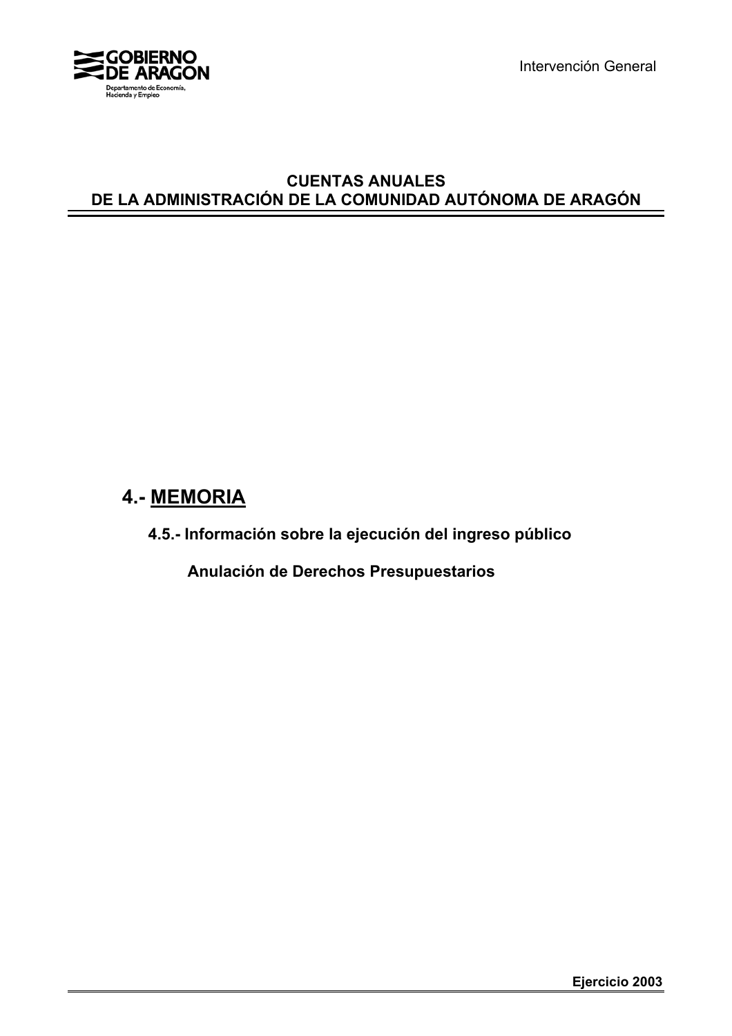GOBIERNO DE ARAGON

Departamento de Economía, Hacienda y Empleo

Intervención General

**CUENTAS ANUALES**
**DE LA ADMINISTRACIÓN DE LA COMUNIDAD AUTÓNOMA DE ARAGÓN**

# 4.- MEMORIA

## 4.5.- Información sobre la ejecución del ingreso público

### Anulación de Derechos Presupuestarios

**Ejercicio 2003**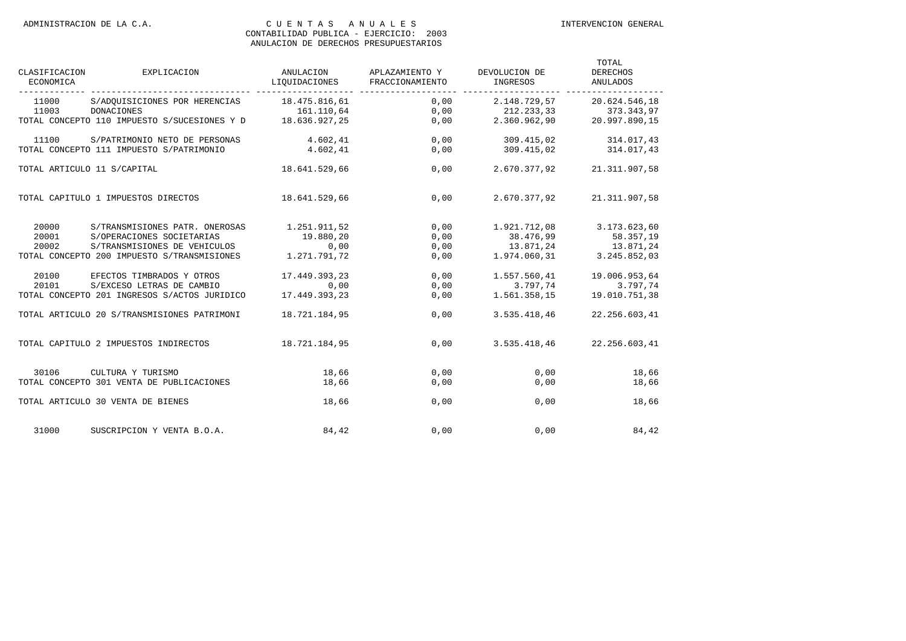ADMINISTRACION DE LA C.A. — CUENTAS ANUALES — INTERVENCION GENERAL

CONTABILIDAD PUBLICA - EJERCICIO: 2003

ANULACION DE DERECHOS PRESUPUESTARIOS

| CLASIFICACION ECONOMICA | EXPLICACION | ANULACION LIQUIDACIONES | APLAZAMIENTO Y FRACCIONAMIENTO | DEVOLUCION DE INGRESOS | TOTAL DERECHOS ANULADOS |
|---|---|---|---|---|---|
| 11000 | S/ADQUISICIONES POR HERENCIAS | 18.475.816,61 | 0,00 | 2.148.729,57 | 20.624.546,18 |
| 11003 | DONACIONES | 161.110,64 | 0,00 | 212.233,33 | 373.343,97 |
| TOTAL CONCEPTO 110 IMPUESTO S/SUCESIONES Y D | | 18.636.927,25 | 0,00 | 2.360.962,90 | 20.997.890,15 |
| 11100 | S/PATRIMONIO NETO DE PERSONAS | 4.602,41 | 0,00 | 309.415,02 | 314.017,43 |
| TOTAL CONCEPTO 111 IMPUESTO S/PATRIMONIO | | 4.602,41 | 0,00 | 309.415,02 | 314.017,43 |
| TOTAL ARTICULO 11 S/CAPITAL | | 18.641.529,66 | 0,00 | 2.670.377,92 | 21.311.907,58 |
| TOTAL CAPITULO 1 IMPUESTOS DIRECTOS | | 18.641.529,66 | 0,00 | 2.670.377,92 | 21.311.907,58 |
| 20000 | S/TRANSMISIONES PATR. ONEROSAS | 1.251.911,52 | 0,00 | 1.921.712,08 | 3.173.623,60 |
| 20001 | S/OPERACIONES SOCIETARIAS | 19.880,20 | 0,00 | 38.476,99 | 58.357,19 |
| 20002 | S/TRANSMISIONES DE VEHICULOS | 0,00 | 0,00 | 13.871,24 | 13.871,24 |
| TOTAL CONCEPTO 200 IMPUESTO S/TRANSMISIONES | | 1.271.791,72 | 0,00 | 1.974.060,31 | 3.245.852,03 |
| 20100 | EFECTOS TIMBRADOS Y OTROS | 17.449.393,23 | 0,00 | 1.557.560,41 | 19.006.953,64 |
| 20101 | S/EXCESO LETRAS DE CAMBIO | 0,00 | 0,00 | 3.797,74 | 3.797,74 |
| TOTAL CONCEPTO 201 INGRESOS S/ACTOS JURIDICO | | 17.449.393,23 | 0,00 | 1.561.358,15 | 19.010.751,38 |
| TOTAL ARTICULO 20 S/TRANSMISIONES PATRIMONI | | 18.721.184,95 | 0,00 | 3.535.418,46 | 22.256.603,41 |
| TOTAL CAPITULO 2 IMPUESTOS INDIRECTOS | | 18.721.184,95 | 0,00 | 3.535.418,46 | 22.256.603,41 |
| 30106 | CULTURA Y TURISMO | 18,66 | 0,00 | 0,00 | 18,66 |
| TOTAL CONCEPTO 301 VENTA DE PUBLICACIONES | | 18,66 | 0,00 | 0,00 | 18,66 |
| TOTAL ARTICULO 30 VENTA DE BIENES | | 18,66 | 0,00 | 0,00 | 18,66 |
| 31000 | SUSCRIPCION Y VENTA B.O.A. | 84,42 | 0,00 | 0,00 | 84,42 |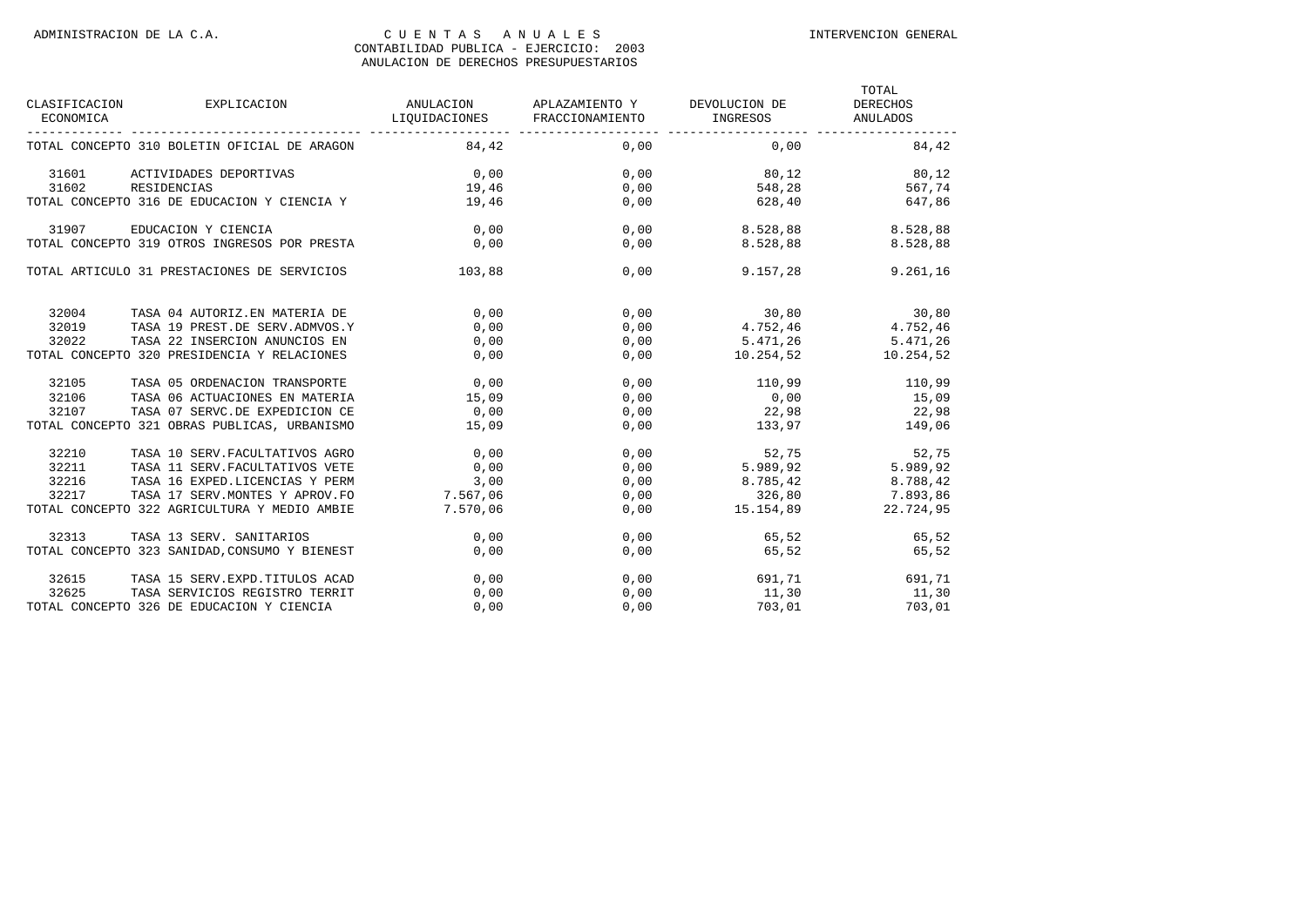| CLASIFICACION ECONOMICA | EXPLICACION | ANULACION LIQUIDACIONES | APLAZAMIENTO Y FRACCIONAMIENTO | DEVOLUCION DE INGRESOS | TOTAL DERECHOS ANULADOS |
|---|---|---|---|---|---|
| TOTAL CONCEPTO 310 BOLETIN OFICIAL DE ARAGON | | 84,42 | 0,00 | 0,00 | 84,42 |
| 31601 | ACTIVIDADES DEPORTIVAS | 0,00 | 0,00 | 80,12 | 80,12 |
| 31602 | RESIDENCIAS | 19,46 | 0,00 | 548,28 | 567,74 |
| TOTAL CONCEPTO 316 DE EDUCACION Y CIENCIA Y | | 19,46 | 0,00 | 628,40 | 647,86 |
| 31907 | EDUCACION Y CIENCIA | 0,00 | 0,00 | 8.528,88 | 8.528,88 |
| TOTAL CONCEPTO 319 OTROS INGRESOS POR PRESTA | | 0,00 | 0,00 | 8.528,88 | 8.528,88 |
| TOTAL ARTICULO 31 PRESTACIONES DE SERVICIOS | | 103,88 | 0,00 | 9.157,28 | 9.261,16 |
| 32004 | TASA 04 AUTORIZ.EN MATERIA DE | 0,00 | 0,00 | 30,80 | 30,80 |
| 32019 | TASA 19 PREST.DE SERV.ADMVOS.Y | 0,00 | 0,00 | 4.752,46 | 4.752,46 |
| 32022 | TASA 22 INSERCION ANUNCIOS EN | 0,00 | 0,00 | 5.471,26 | 5.471,26 |
| TOTAL CONCEPTO 320 PRESIDENCIA Y RELACIONES | | 0,00 | 0,00 | 10.254,52 | 10.254,52 |
| 32105 | TASA 05 ORDENACION TRANSPORTE | 0,00 | 0,00 | 110,99 | 110,99 |
| 32106 | TASA 06 ACTUACIONES EN MATERIA | 15,09 | 0,00 | 0,00 | 15,09 |
| 32107 | TASA 07 SERVC.DE EXPEDICION CE | 0,00 | 0,00 | 22,98 | 22,98 |
| TOTAL CONCEPTO 321 OBRAS PUBLICAS, URBANISMO | | 15,09 | 0,00 | 133,97 | 149,06 |
| 32210 | TASA 10 SERV.FACULTATIVOS AGRO | 0,00 | 0,00 | 52,75 | 52,75 |
| 32211 | TASA 11 SERV.FACULTATIVOS VETE | 0,00 | 0,00 | 5.989,92 | 5.989,92 |
| 32216 | TASA 16 EXPED.LICENCIAS Y PERM | 3,00 | 0,00 | 8.785,42 | 8.788,42 |
| 32217 | TASA 17 SERV.MONTES Y APROV.FO | 7.567,06 | 0,00 | 326,80 | 7.893,86 |
| TOTAL CONCEPTO 322 AGRICULTURA Y MEDIO AMBIE | | 7.570,06 | 0,00 | 15.154,89 | 22.724,95 |
| 32313 | TASA 13 SERV. SANITARIOS | 0,00 | 0,00 | 65,52 | 65,52 |
| TOTAL CONCEPTO 323 SANIDAD,CONSUMO Y BIENEST | | 0,00 | 0,00 | 65,52 | 65,52 |
| 32615 | TASA 15 SERV.EXPD.TITULOS ACAD | 0,00 | 0,00 | 691,71 | 691,71 |
| 32625 | TASA SERVICIOS REGISTRO TERRIT | 0,00 | 0,00 | 11,30 | 11,30 |
| TOTAL CONCEPTO 326 DE EDUCACION Y CIENCIA | | 0,00 | 0,00 | 703,01 | 703,01 |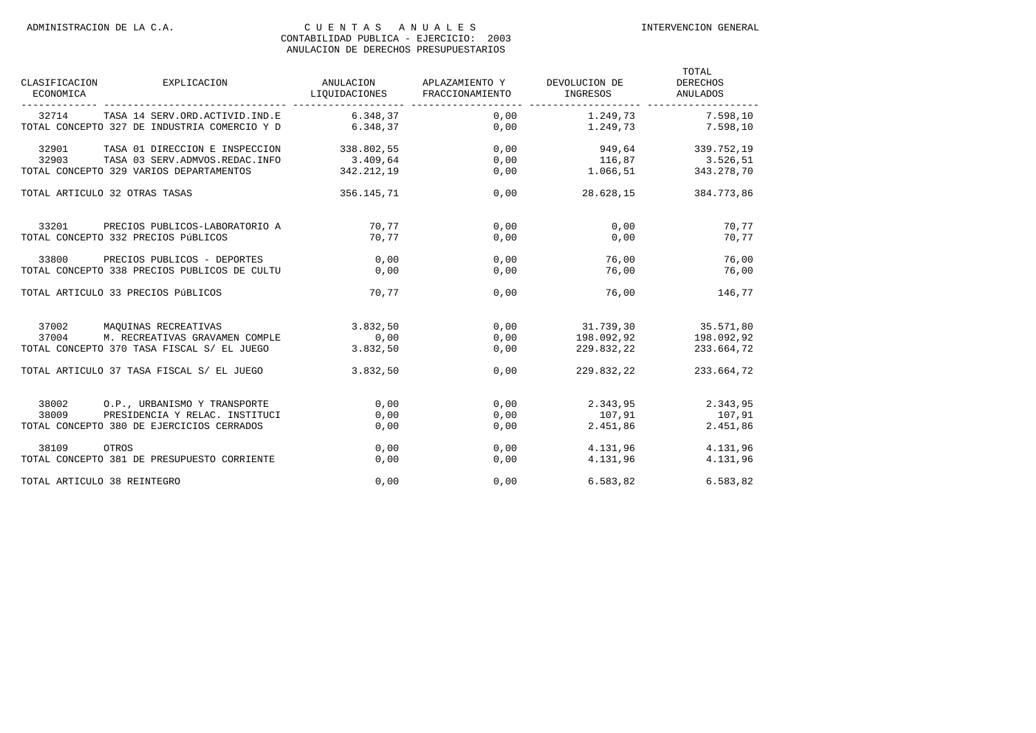ADMINISTRACION DE LA C.A. — CUENTAS ANUALES — INTERVENCION GENERAL

CONTABILIDAD PUBLICA - EJERCICIO: 2003

ANULACION DE DERECHOS PRESUPUESTARIOS

| CLASIFICACION ECONOMICA | EXPLICACION | ANULACION LIQUIDACIONES | APLAZAMIENTO Y FRACCIONAMIENTO | DEVOLUCION DE INGRESOS | TOTAL DERECHOS ANULADOS |
|---|---|---|---|---|---|
| 32714 | TASA 14 SERV.ORD.ACTIVID.IND.E | 6.348,37 | 0,00 | 1.249,73 | 7.598,10 |
| TOTAL CONCEPTO 327 DE INDUSTRIA COMERCIO Y D | | 6.348,37 | 0,00 | 1.249,73 | 7.598,10 |
| 32901 | TASA 01 DIRECCION E INSPECCION | 338.802,55 | 0,00 | 949,64 | 339.752,19 |
| 32903 | TASA 03 SERV.ADMVOS.REDAC.INFO | 3.409,64 | 0,00 | 116,87 | 3.526,51 |
| TOTAL CONCEPTO 329 VARIOS DEPARTAMENTOS | | 342.212,19 | 0,00 | 1.066,51 | 343.278,70 |
| TOTAL ARTICULO 32 OTRAS TASAS | | 356.145,71 | 0,00 | 28.628,15 | 384.773,86 |
| 33201 | PRECIOS PUBLICOS-LABORATORIO A | 70,77 | 0,00 | 0,00 | 70,77 |
| TOTAL CONCEPTO 332 PRECIOS PúBLICOS | | 70,77 | 0,00 | 0,00 | 70,77 |
| 33800 | PRECIOS PUBLICOS - DEPORTES | 0,00 | 0,00 | 76,00 | 76,00 |
| TOTAL CONCEPTO 338 PRECIOS PUBLICOS DE CULTU | | 0,00 | 0,00 | 76,00 | 76,00 |
| TOTAL ARTICULO 33 PRECIOS PúBLICOS | | 70,77 | 0,00 | 76,00 | 146,77 |
| 37002 | MAQUINAS RECREATIVAS | 3.832,50 | 0,00 | 31.739,30 | 35.571,80 |
| 37004 | M. RECREATIVAS GRAVAMEN COMPLE | 0,00 | 0,00 | 198.092,92 | 198.092,92 |
| TOTAL CONCEPTO 370 TASA FISCAL S/ EL JUEGO | | 3.832,50 | 0,00 | 229.832,22 | 233.664,72 |
| TOTAL ARTICULO 37 TASA FISCAL S/ EL JUEGO | | 3.832,50 | 0,00 | 229.832,22 | 233.664,72 |
| 38002 | O.P., URBANISMO Y TRANSPORTE | 0,00 | 0,00 | 2.343,95 | 2.343,95 |
| 38009 | PRESIDENCIA Y RELAC. INSTITUCI | 0,00 | 0,00 | 107,91 | 107,91 |
| TOTAL CONCEPTO 380 DE EJERCICIOS CERRADOS | | 0,00 | 0,00 | 2.451,86 | 2.451,86 |
| 38109 | OTROS | 0,00 | 0,00 | 4.131,96 | 4.131,96 |
| TOTAL CONCEPTO 381 DE PRESUPUESTO CORRIENTE | | 0,00 | 0,00 | 4.131,96 | 4.131,96 |
| TOTAL ARTICULO 38 REINTEGRO | | 0,00 | 0,00 | 6.583,82 | 6.583,82 |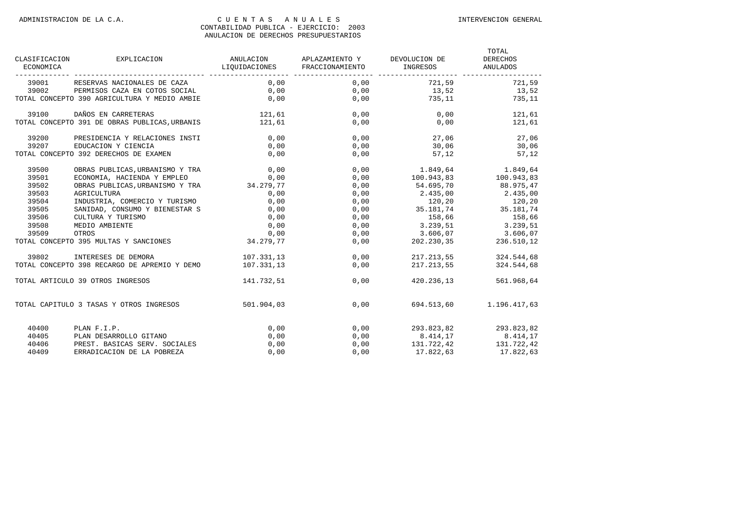ADMINISTRACION DE LA C.A.

# CUENTAS ANUALES

INTERVENCION GENERAL

CONTABILIDAD PUBLICA - EJERCICIO: 2003

ANULACION DE DERECHOS PRESUPUESTARIOS

| CLASIFICACION ECONOMICA | EXPLICACION | ANULACION LIQUIDACIONES | APLAZAMIENTO Y FRACCIONAMIENTO | DEVOLUCION DE INGRESOS | TOTAL DERECHOS ANULADOS |
|---|---|---|---|---|---|
| 39001 | RESERVAS NACIONALES DE CAZA | 0,00 | 0,00 | 721,59 | 721,59 |
| 39002 | PERMISOS CAZA EN COTOS SOCIAL | 0,00 | 0,00 | 13,52 | 13,52 |
| TOTAL CONCEPTO 390 AGRICULTURA Y MEDIO AMBIE | | 0,00 | 0,00 | 735,11 | 735,11 |
| 39100 | DAÑOS EN CARRETERAS | 121,61 | 0,00 | 0,00 | 121,61 |
| TOTAL CONCEPTO 391 DE OBRAS PUBLICAS,URBANIS | | 121,61 | 0,00 | 0,00 | 121,61 |
| 39200 | PRESIDENCIA Y RELACIONES INSTI | 0,00 | 0,00 | 27,06 | 27,06 |
| 39207 | EDUCACION Y CIENCIA | 0,00 | 0,00 | 30,06 | 30,06 |
| TOTAL CONCEPTO 392 DERECHOS DE EXAMEN | | 0,00 | 0,00 | 57,12 | 57,12 |
| 39500 | OBRAS PUBLICAS,URBANISMO Y TRA | 0,00 | 0,00 | 1.849,64 | 1.849,64 |
| 39501 | ECONOMIA, HACIENDA Y EMPLEO | 0,00 | 0,00 | 100.943,83 | 100.943,83 |
| 39502 | OBRAS PUBLICAS,URBANISMO Y TRA | 34.279,77 | 0,00 | 54.695,70 | 88.975,47 |
| 39503 | AGRICULTURA | 0,00 | 0,00 | 2.435,00 | 2.435,00 |
| 39504 | INDUSTRIA, COMERCIO Y TURISMO | 0,00 | 0,00 | 120,20 | 120,20 |
| 39505 | SANIDAD, CONSUMO Y BIENESTAR S | 0,00 | 0,00 | 35.181,74 | 35.181,74 |
| 39506 | CULTURA Y TURISMO | 0,00 | 0,00 | 158,66 | 158,66 |
| 39508 | MEDIO AMBIENTE | 0,00 | 0,00 | 3.239,51 | 3.239,51 |
| 39509 | OTROS | 0,00 | 0,00 | 3.606,07 | 3.606,07 |
| TOTAL CONCEPTO 395 MULTAS Y SANCIONES | | 34.279,77 | 0,00 | 202.230,35 | 236.510,12 |
| 39802 | INTERESES DE DEMORA | 107.331,13 | 0,00 | 217.213,55 | 324.544,68 |
| TOTAL CONCEPTO 398 RECARGO DE APREMIO Y DEMO | | 107.331,13 | 0,00 | 217.213,55 | 324.544,68 |
| TOTAL ARTICULO 39 OTROS INGRESOS | | 141.732,51 | 0,00 | 420.236,13 | 561.968,64 |
| TOTAL CAPITULO 3 TASAS Y OTROS INGRESOS | | 501.904,03 | 0,00 | 694.513,60 | 1.196.417,63 |
| 40400 | PLAN F.I.P. | 0,00 | 0,00 | 293.823,82 | 293.823,82 |
| 40405 | PLAN DESARROLLO GITANO | 0,00 | 0,00 | 8.414,17 | 8.414,17 |
| 40406 | PREST. BASICAS SERV. SOCIALES | 0,00 | 0,00 | 131.722,42 | 131.722,42 |
| 40409 | ERRADICACION DE LA POBREZA | 0,00 | 0,00 | 17.822,63 | 17.822,63 |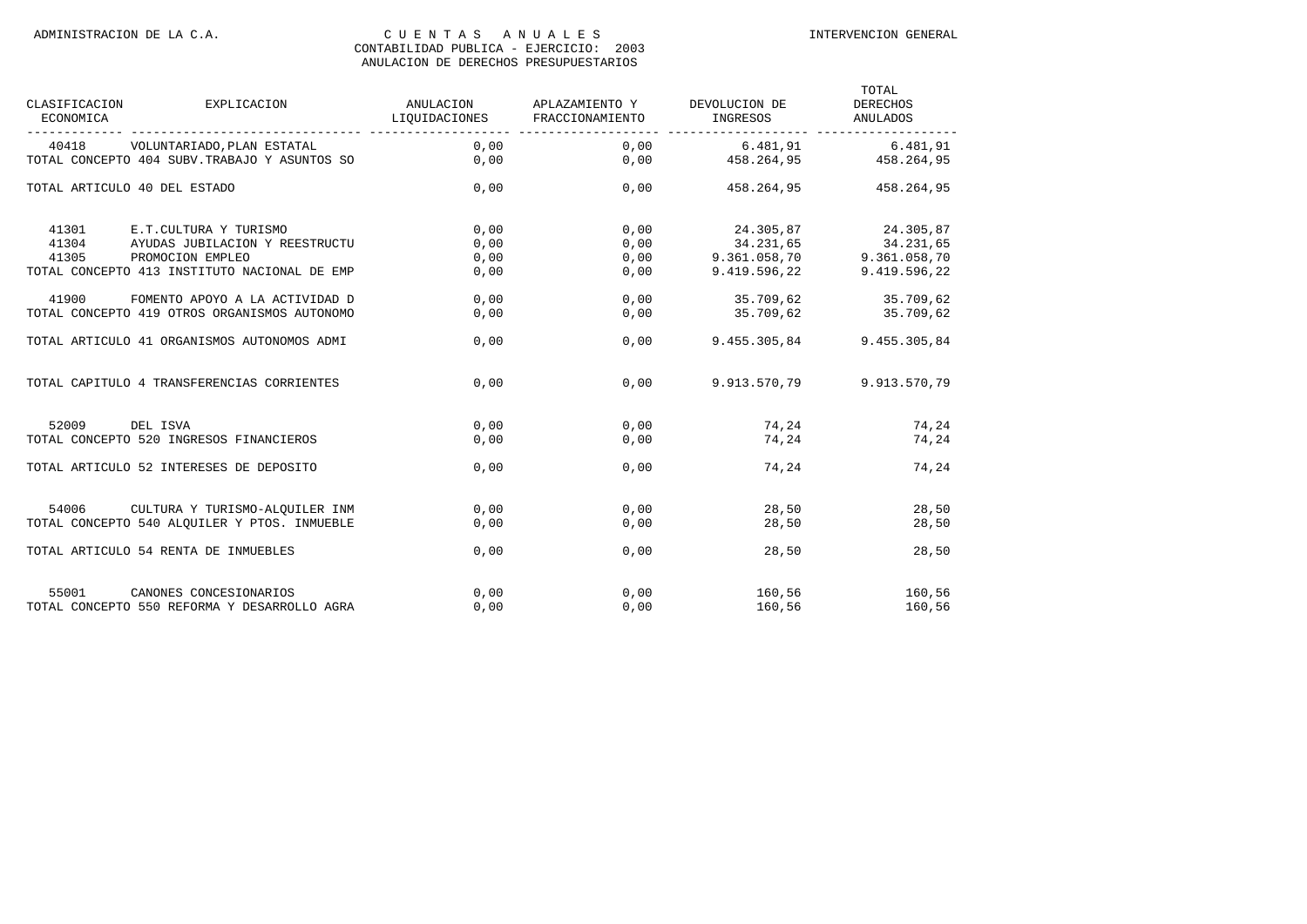CONTABILIDAD PUBLICA - EJERCICIO: 2003

ANULACION DE DERECHOS PRESUPUESTARIOS

| CLASIFICACION ECONOMICA | EXPLICACION | ANULACION LIQUIDACIONES | APLAZAMIENTO Y FRACCIONAMIENTO | DEVOLUCION DE INGRESOS | TOTAL DERECHOS ANULADOS |
|---|---|---|---|---|---|
| 40418 | VOLUNTARIADO,PLAN ESTATAL | 0,00 | 0,00 | 6.481,91 | 6.481,91 |
| TOTAL CONCEPTO 404 SUBV.TRABAJO Y ASUNTOS SO | | 0,00 | 0,00 | 458.264,95 | 458.264,95 |
| TOTAL ARTICULO 40 DEL ESTADO | | 0,00 | 0,00 | 458.264,95 | 458.264,95 |
| 41301 | E.T.CULTURA Y TURISMO | 0,00 | 0,00 | 24.305,87 | 24.305,87 |
| 41304 | AYUDAS JUBILACION Y REESTRUCTU | 0,00 | 0,00 | 34.231,65 | 34.231,65 |
| 41305 | PROMOCION EMPLEO | 0,00 | 0,00 | 9.361.058,70 | 9.361.058,70 |
| TOTAL CONCEPTO 413 INSTITUTO NACIONAL DE EMP | | 0,00 | 0,00 | 9.419.596,22 | 9.419.596,22 |
| 41900 | FOMENTO APOYO A LA ACTIVIDAD D | 0,00 | 0,00 | 35.709,62 | 35.709,62 |
| TOTAL CONCEPTO 419 OTROS ORGANISMOS AUTONOMO | | 0,00 | 0,00 | 35.709,62 | 35.709,62 |
| TOTAL ARTICULO 41 ORGANISMOS AUTONOMOS ADMI | | 0,00 | 0,00 | 9.455.305,84 | 9.455.305,84 |
| TOTAL CAPITULO 4 TRANSFERENCIAS CORRIENTES | | 0,00 | 0,00 | 9.913.570,79 | 9.913.570,79 |
| 52009 | DEL ISVA | 0,00 | 0,00 | 74,24 | 74,24 |
| TOTAL CONCEPTO 520 INGRESOS FINANCIEROS | | 0,00 | 0,00 | 74,24 | 74,24 |
| TOTAL ARTICULO 52 INTERESES DE DEPOSITO | | 0,00 | 0,00 | 74,24 | 74,24 |
| 54006 | CULTURA Y TURISMO-ALQUILER INM | 0,00 | 0,00 | 28,50 | 28,50 |
| TOTAL CONCEPTO 540 ALQUILER Y PTOS. INMUEBLE | | 0,00 | 0,00 | 28,50 | 28,50 |
| TOTAL ARTICULO 54 RENTA DE INMUEBLES | | 0,00 | 0,00 | 28,50 | 28,50 |
| 55001 | CANONES CONCESIONARIOS | 0,00 | 0,00 | 160,56 | 160,56 |
| TOTAL CONCEPTO 550 REFORMA Y DESARROLLO AGRA | | 0,00 | 0,00 | 160,56 | 160,56 |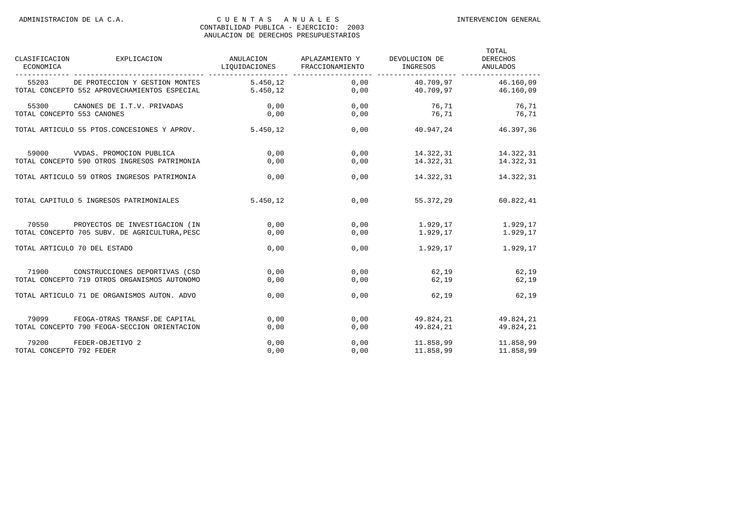ADMINISTRACION DE LA C.A.

CUENTAS ANUALES
CONTABILIDAD PUBLICA - EJERCICIO: 2003
ANULACION DE DERECHOS PRESUPUESTARIOS

INTERVENCION GENERAL

| CLASIFICACION ECONOMICA | EXPLICACION | ANULACION LIQUIDACIONES | APLAZAMIENTO Y FRACCIONAMIENTO | DEVOLUCION DE INGRESOS | TOTAL DERECHOS ANULADOS |
|---|---|---|---|---|---|
| 55203 | DE PROTECCION Y GESTION MONTES | 5.450,12 | 0,00 | 40.709,97 | 46.160,09 |
| TOTAL CONCEPTO 552 APROVECHAMIENTOS ESPECIAL | | 5.450,12 | 0,00 | 40.709,97 | 46.160,09 |
| 55300 | CANONES DE I.T.V. PRIVADAS | 0,00 | 0,00 | 76,71 | 76,71 |
| TOTAL CONCEPTO 553 CANONES | | 0,00 | 0,00 | 76,71 | 76,71 |
| TOTAL ARTICULO 55 PTOS.CONCESIONES Y APROV. | | 5.450,12 | 0,00 | 40.947,24 | 46.397,36 |
| 59000 | VVDAS. PROMOCION PUBLICA | 0,00 | 0,00 | 14.322,31 | 14.322,31 |
| TOTAL CONCEPTO 590 OTROS INGRESOS PATRIMONIA | | 0,00 | 0,00 | 14.322,31 | 14.322,31 |
| TOTAL ARTICULO 59 OTROS INGRESOS PATRIMONIA | | 0,00 | 0,00 | 14.322,31 | 14.322,31 |
| TOTAL CAPITULO 5 INGRESOS PATRIMONIALES | | 5.450,12 | 0,00 | 55.372,29 | 60.822,41 |
| 70550 | PROYECTOS DE INVESTIGACION (IN | 0,00 | 0,00 | 1.929,17 | 1.929,17 |
| TOTAL CONCEPTO 705 SUBV. DE AGRICULTURA,PESC | | 0,00 | 0,00 | 1.929,17 | 1.929,17 |
| TOTAL ARTICULO 70 DEL ESTADO | | 0,00 | 0,00 | 1.929,17 | 1.929,17 |
| 71900 | CONSTRUCCIONES DEPORTIVAS (CSD | 0,00 | 0,00 | 62,19 | 62,19 |
| TOTAL CONCEPTO 719 OTROS ORGANISMOS AUTONOMO | | 0,00 | 0,00 | 62,19 | 62,19 |
| TOTAL ARTICULO 71 DE ORGANISMOS AUTON. ADVO | | 0,00 | 0,00 | 62,19 | 62,19 |
| 79099 | FEOGA-OTRAS TRANSF.DE CAPITAL | 0,00 | 0,00 | 49.824,21 | 49.824,21 |
| TOTAL CONCEPTO 790 FEOGA-SECCION ORIENTACION | | 0,00 | 0,00 | 49.824,21 | 49.824,21 |
| 79200 | FEDER-OBJETIVO 2 | 0,00 | 0,00 | 11.858,99 | 11.858,99 |
| TOTAL CONCEPTO 792 FEDER | | 0,00 | 0,00 | 11.858,99 | 11.858,99 |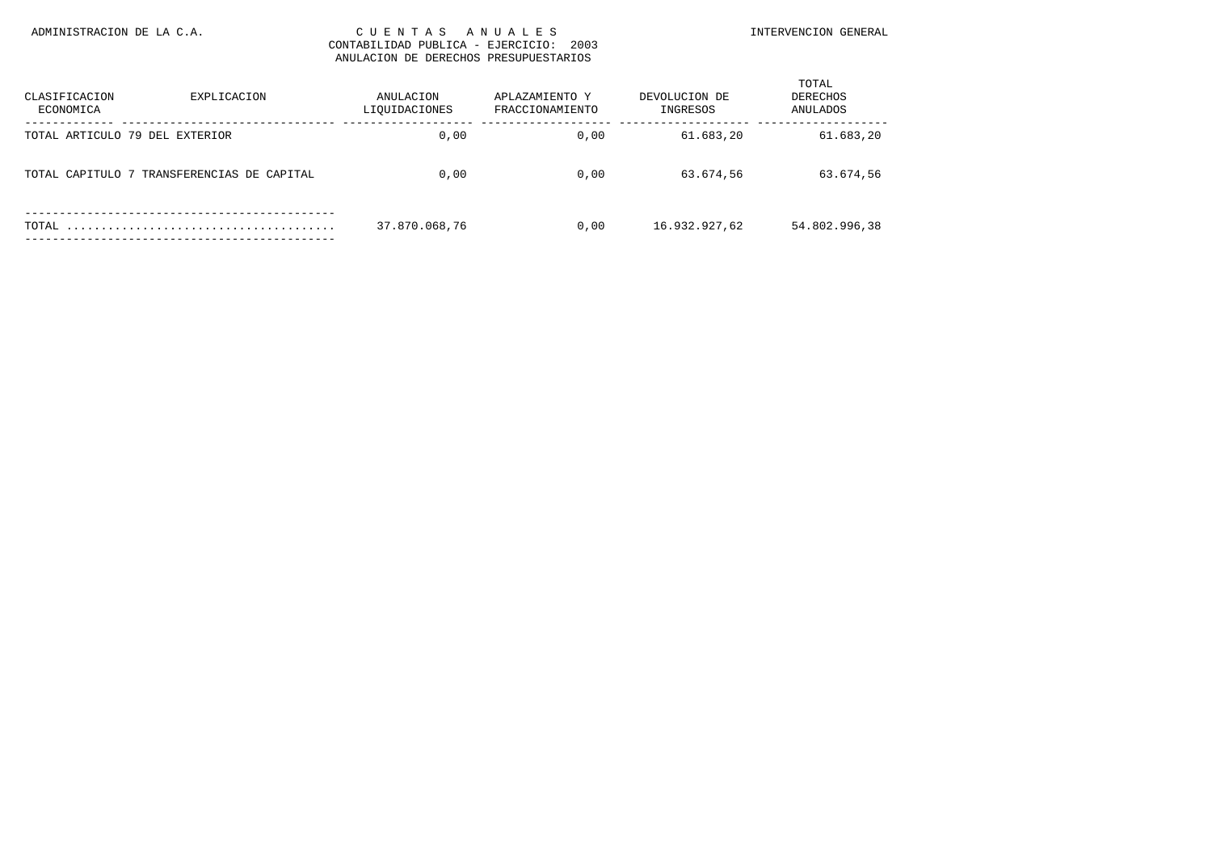| CLASIFICACION ECONOMICA | EXPLICACION | ANULACION LIQUIDACIONES | APLAZAMIENTO Y FRACCIONAMIENTO | DEVOLUCION DE INGRESOS | TOTAL DERECHOS ANULADOS |
|---|---|---|---|---|---|
| TOTAL ARTICULO 79 DEL EXTERIOR | | 0,00 | 0,00 | 61.683,20 | 61.683,20 |
| TOTAL CAPITULO 7 TRANSFERENCIAS DE CAPITAL | | 0,00 | 0,00 | 63.674,56 | 63.674,56 |
| TOTAL ...................................... | | 37.870.068,76 | 0,00 | 16.932.927,62 | 54.802.996,38 |